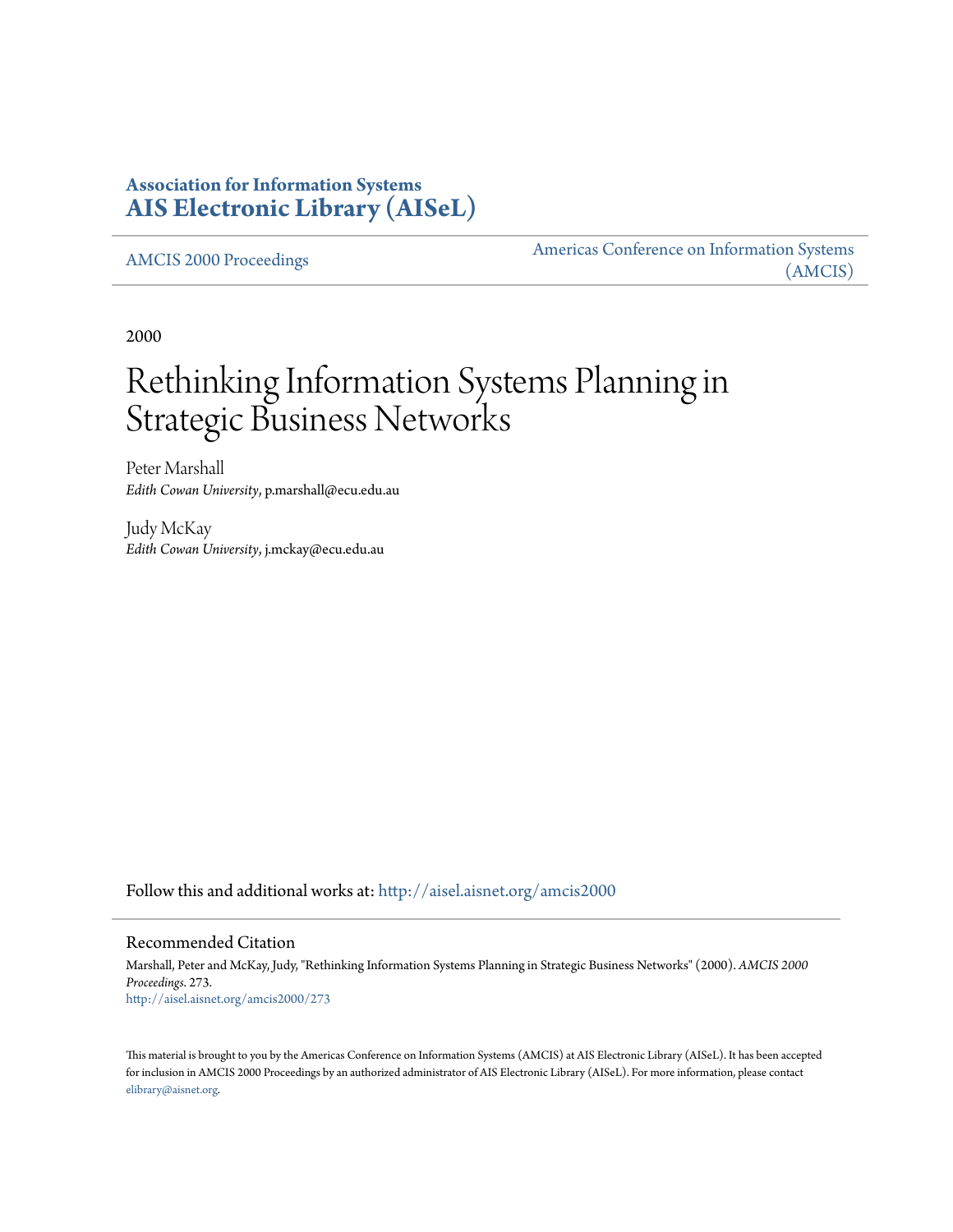**Association for Information Systems**
**AIS Electronic Library (AISeL)**

AMCIS 2000 Proceedings

Americas Conference on Information Systems (AMCIS)

2000

# Rethinking Information Systems Planning in Strategic Business Networks

Peter Marshall
*Edith Cowan University*, p.marshall@ecu.edu.au

Judy McKay
*Edith Cowan University*, j.mckay@ecu.edu.au

Follow this and additional works at: http://aisel.aisnet.org/amcis2000

## Recommended Citation

Marshall, Peter and McKay, Judy, "Rethinking Information Systems Planning in Strategic Business Networks" (2000). *AMCIS 2000 Proceedings*. 273.
http://aisel.aisnet.org/amcis2000/273

This material is brought to you by the Americas Conference on Information Systems (AMCIS) at AIS Electronic Library (AISeL). It has been accepted for inclusion in AMCIS 2000 Proceedings by an authorized administrator of AIS Electronic Library (AISeL). For more information, please contact elibrary@aisnet.org.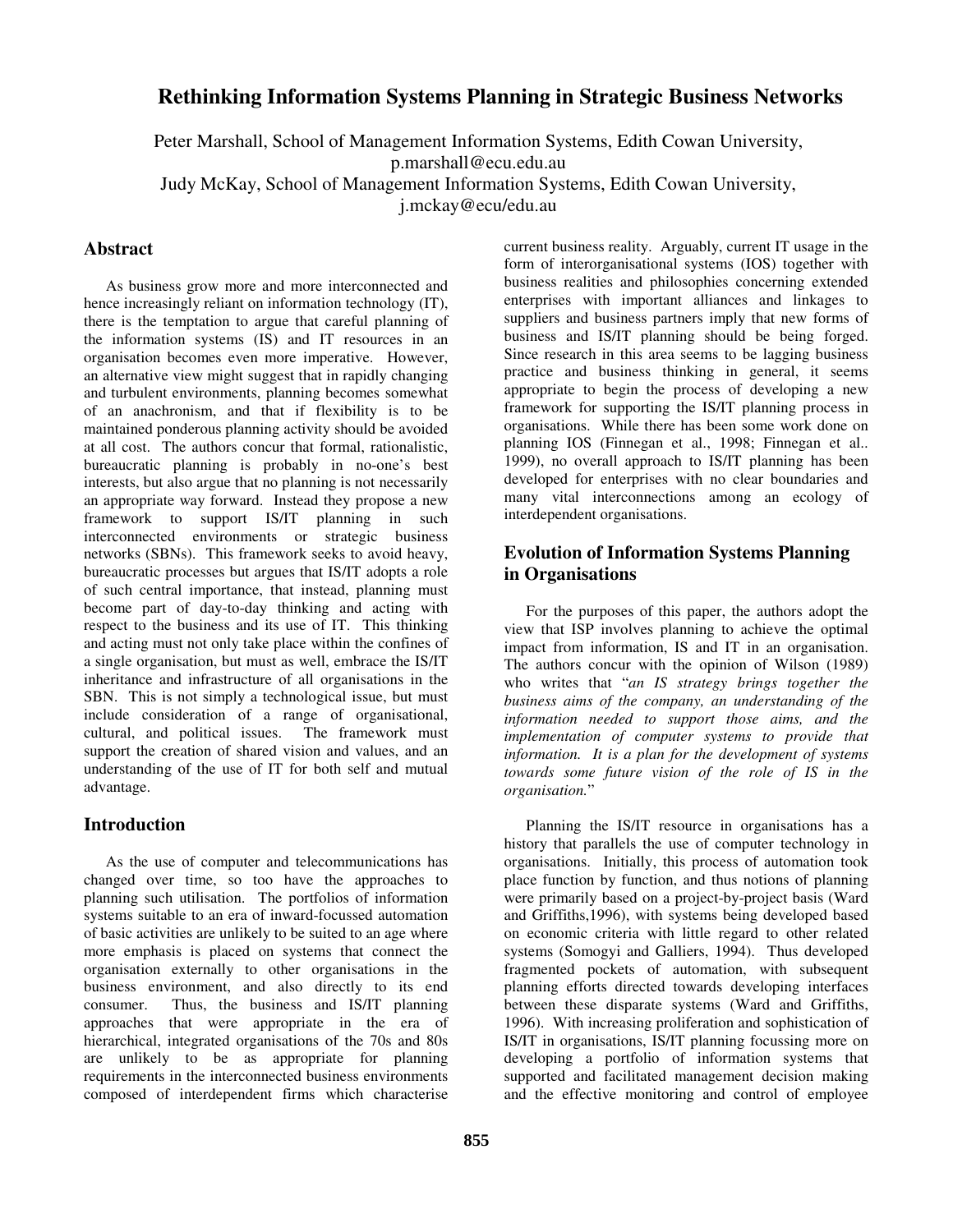# Rethinking Information Systems Planning in Strategic Business Networks

Peter Marshall, School of Management Information Systems, Edith Cowan University, p.marshall@ecu.edu.au
Judy McKay, School of Management Information Systems, Edith Cowan University, j.mckay@ecu/edu.au

## Abstract

As business grow more and more interconnected and hence increasingly reliant on information technology (IT), there is the temptation to argue that careful planning of the information systems (IS) and IT resources in an organisation becomes even more imperative. However, an alternative view might suggest that in rapidly changing and turbulent environments, planning becomes somewhat of an anachronism, and that if flexibility is to be maintained ponderous planning activity should be avoided at all cost. The authors concur that formal, rationalistic, bureaucratic planning is probably in no-one's best interests, but also argue that no planning is not necessarily an appropriate way forward. Instead they propose a new framework to support IS/IT planning in such interconnected environments or strategic business networks (SBNs). This framework seeks to avoid heavy, bureaucratic processes but argues that IS/IT adopts a role of such central importance, that instead, planning must become part of day-to-day thinking and acting with respect to the business and its use of IT. This thinking and acting must not only take place within the confines of a single organisation, but must as well, embrace the IS/IT inheritance and infrastructure of all organisations in the SBN. This is not simply a technological issue, but must include consideration of a range of organisational, cultural, and political issues. The framework must support the creation of shared vision and values, and an understanding of the use of IT for both self and mutual advantage.

## Introduction

As the use of computer and telecommunications has changed over time, so too have the approaches to planning such utilisation. The portfolios of information systems suitable to an era of inward-focussed automation of basic activities are unlikely to be suited to an age where more emphasis is placed on systems that connect the organisation externally to other organisations in the business environment, and also directly to its end consumer. Thus, the business and IS/IT planning approaches that were appropriate in the era of hierarchical, integrated organisations of the 70s and 80s are unlikely to be as appropriate for planning requirements in the interconnected business environments composed of interdependent firms which characterise current business reality. Arguably, current IT usage in the form of interorganisational systems (IOS) together with business realities and philosophies concerning extended enterprises with important alliances and linkages to suppliers and business partners imply that new forms of business and IS/IT planning should be being forged. Since research in this area seems to be lagging business practice and business thinking in general, it seems appropriate to begin the process of developing a new framework for supporting the IS/IT planning process in organisations. While there has been some work done on planning IOS (Finnegan et al., 1998; Finnegan et al.. 1999), no overall approach to IS/IT planning has been developed for enterprises with no clear boundaries and many vital interconnections among an ecology of interdependent organisations.

## Evolution of Information Systems Planning in Organisations

For the purposes of this paper, the authors adopt the view that ISP involves planning to achieve the optimal impact from information, IS and IT in an organisation. The authors concur with the opinion of Wilson (1989) who writes that "*an IS strategy brings together the business aims of the company, an understanding of the information needed to support those aims, and the implementation of computer systems to provide that information. It is a plan for the development of systems towards some future vision of the role of IS in the organisation.*"

Planning the IS/IT resource in organisations has a history that parallels the use of computer technology in organisations. Initially, this process of automation took place function by function, and thus notions of planning were primarily based on a project-by-project basis (Ward and Griffiths,1996), with systems being developed based on economic criteria with little regard to other related systems (Somogyi and Galliers, 1994). Thus developed fragmented pockets of automation, with subsequent planning efforts directed towards developing interfaces between these disparate systems (Ward and Griffiths, 1996). With increasing proliferation and sophistication of IS/IT in organisations, IS/IT planning focussing more on developing a portfolio of information systems that supported and facilitated management decision making and the effective monitoring and control of employee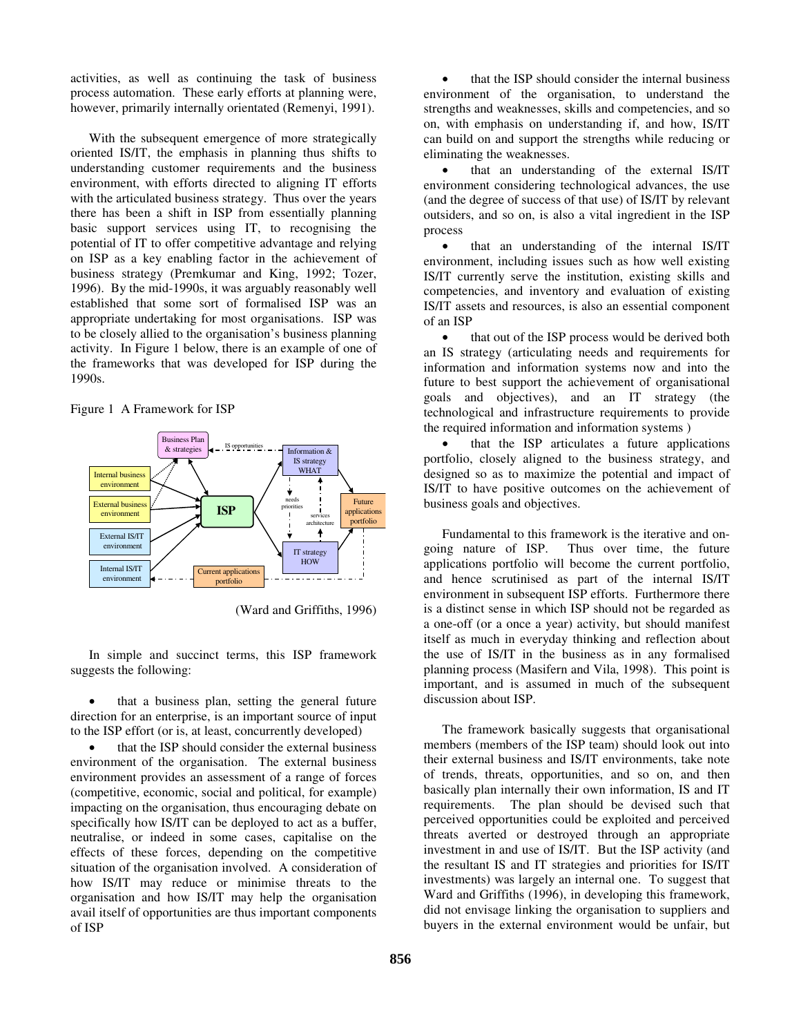activities, as well as continuing the task of business process automation. These early efforts at planning were, however, primarily internally orientated (Remenyi, 1991).

With the subsequent emergence of more strategically oriented IS/IT, the emphasis in planning thus shifts to understanding customer requirements and the business environment, with efforts directed to aligning IT efforts with the articulated business strategy. Thus over the years there has been a shift in ISP from essentially planning basic support services using IT, to recognising the potential of IT to offer competitive advantage and relying on ISP as a key enabling factor in the achievement of business strategy (Premkumar and King, 1992; Tozer, 1996). By the mid-1990s, it was arguably reasonably well established that some sort of formalised ISP was an appropriate undertaking for most organisations. ISP was to be closely allied to the organisation's business planning activity. In Figure 1 below, there is an example of one of the frameworks that was developed for ISP during the 1990s.

Figure 1 A Framework for ISP

(Ward and Griffiths, 1996)

In simple and succinct terms, this ISP framework suggests the following:

- that a business plan, setting the general future direction for an enterprise, is an important source of input to the ISP effort (or is, at least, concurrently developed)
- that the ISP should consider the external business environment of the organisation. The external business environment provides an assessment of a range of forces (competitive, economic, social and political, for example) impacting on the organisation, thus encouraging debate on specifically how IS/IT can be deployed to act as a buffer, neutralise, or indeed in some cases, capitalise on the effects of these forces, depending on the competitive situation of the organisation involved. A consideration of how IS/IT may reduce or minimise threats to the organisation and how IS/IT may help the organisation avail itself of opportunities are thus important components of ISP
- that the ISP should consider the internal business environment of the organisation, to understand the strengths and weaknesses, skills and competencies, and so on, with emphasis on understanding if, and how, IS/IT can build on and support the strengths while reducing or eliminating the weaknesses.
- that an understanding of the external IS/IT environment considering technological advances, the use (and the degree of success of that use) of IS/IT by relevant outsiders, and so on, is also a vital ingredient in the ISP process
- that an understanding of the internal IS/IT environment, including issues such as how well existing IS/IT currently serve the institution, existing skills and competencies, and inventory and evaluation of existing IS/IT assets and resources, is also an essential component of an ISP
- that out of the ISP process would be derived both an IS strategy (articulating needs and requirements for information and information systems now and into the future to best support the achievement of organisational goals and objectives), and an IT strategy (the technological and infrastructure requirements to provide the required information and information systems )
- that the ISP articulates a future applications portfolio, closely aligned to the business strategy, and designed so as to maximize the potential and impact of IS/IT to have positive outcomes on the achievement of business goals and objectives.

Fundamental to this framework is the iterative and on-going nature of ISP. Thus over time, the future applications portfolio will become the current portfolio, and hence scrutinised as part of the internal IS/IT environment in subsequent ISP efforts. Furthermore there is a distinct sense in which ISP should not be regarded as a one-off (or a once a year) activity, but should manifest itself as much in everyday thinking and reflection about the use of IS/IT in the business as in any formalised planning process (Masifern and Vila, 1998). This point is important, and is assumed in much of the subsequent discussion about ISP.

The framework basically suggests that organisational members (members of the ISP team) should look out into their external business and IS/IT environments, take note of trends, threats, opportunities, and so on, and then basically plan internally their own information, IS and IT requirements. The plan should be devised such that perceived opportunities could be exploited and perceived threats averted or destroyed through an appropriate investment in and use of IS/IT. But the ISP activity (and the resultant IS and IT strategies and priorities for IS/IT investments) was largely an internal one. To suggest that Ward and Griffiths (1996), in developing this framework, did not envisage linking the organisation to suppliers and buyers in the external environment would be unfair, but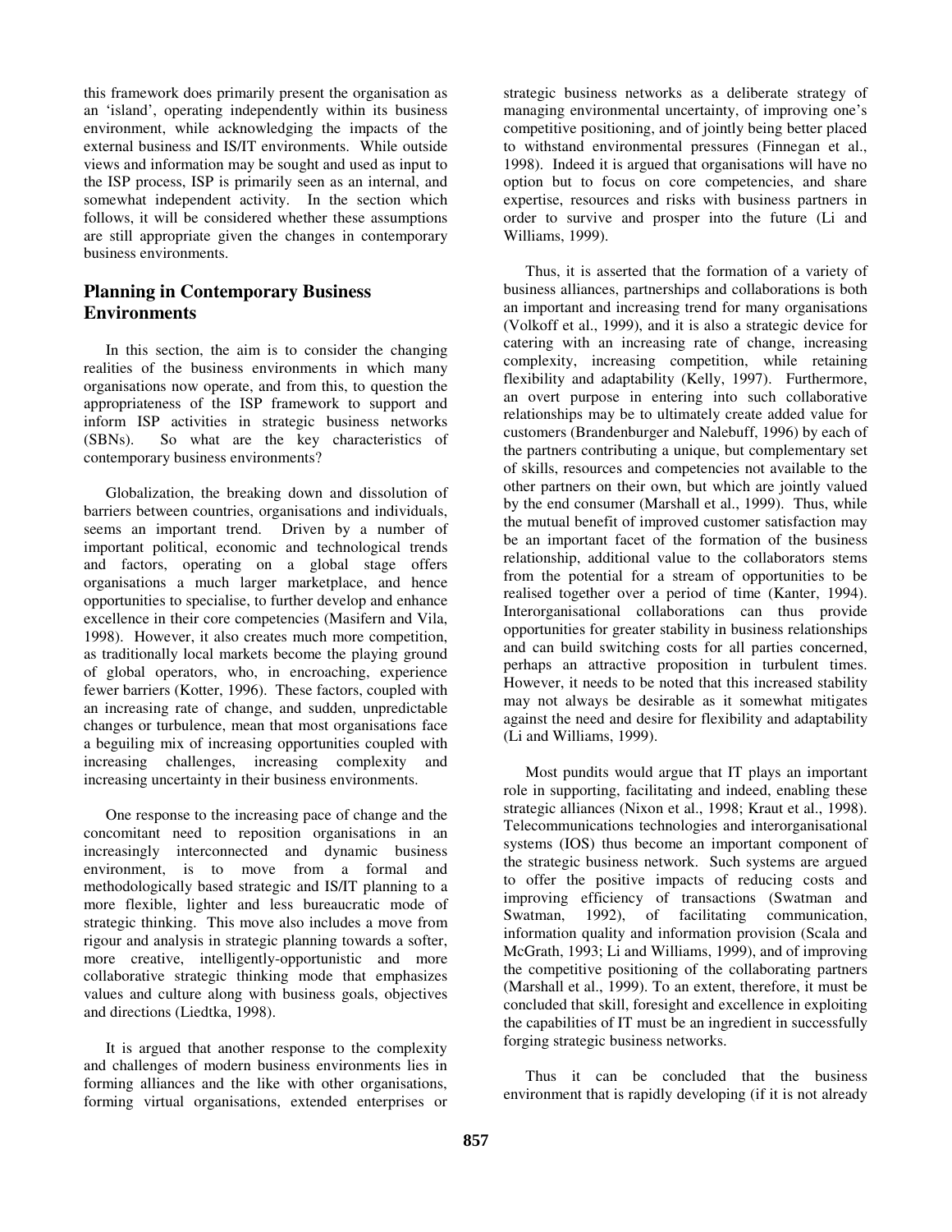this framework does primarily present the organisation as an 'island', operating independently within its business environment, while acknowledging the impacts of the external business and IS/IT environments. While outside views and information may be sought and used as input to the ISP process, ISP is primarily seen as an internal, and somewhat independent activity. In the section which follows, it will be considered whether these assumptions are still appropriate given the changes in contemporary business environments.

## Planning in Contemporary Business Environments

In this section, the aim is to consider the changing realities of the business environments in which many organisations now operate, and from this, to question the appropriateness of the ISP framework to support and inform ISP activities in strategic business networks (SBNs). So what are the key characteristics of contemporary business environments?

Globalization, the breaking down and dissolution of barriers between countries, organisations and individuals, seems an important trend. Driven by a number of important political, economic and technological trends and factors, operating on a global stage offers organisations a much larger marketplace, and hence opportunities to specialise, to further develop and enhance excellence in their core competencies (Masifern and Vila, 1998). However, it also creates much more competition, as traditionally local markets become the playing ground of global operators, who, in encroaching, experience fewer barriers (Kotter, 1996). These factors, coupled with an increasing rate of change, and sudden, unpredictable changes or turbulence, mean that most organisations face a beguiling mix of increasing opportunities coupled with increasing challenges, increasing complexity and increasing uncertainty in their business environments.

One response to the increasing pace of change and the concomitant need to reposition organisations in an increasingly interconnected and dynamic business environment, is to move from a formal and methodologically based strategic and IS/IT planning to a more flexible, lighter and less bureaucratic mode of strategic thinking. This move also includes a move from rigour and analysis in strategic planning towards a softer, more creative, intelligently-opportunistic and more collaborative strategic thinking mode that emphasizes values and culture along with business goals, objectives and directions (Liedtka, 1998).

It is argued that another response to the complexity and challenges of modern business environments lies in forming alliances and the like with other organisations, forming virtual organisations, extended enterprises or strategic business networks as a deliberate strategy of managing environmental uncertainty, of improving one's competitive positioning, and of jointly being better placed to withstand environmental pressures (Finnegan et al., 1998). Indeed it is argued that organisations will have no option but to focus on core competencies, and share expertise, resources and risks with business partners in order to survive and prosper into the future (Li and Williams, 1999).

Thus, it is asserted that the formation of a variety of business alliances, partnerships and collaborations is both an important and increasing trend for many organisations (Volkoff et al., 1999), and it is also a strategic device for catering with an increasing rate of change, increasing complexity, increasing competition, while retaining flexibility and adaptability (Kelly, 1997). Furthermore, an overt purpose in entering into such collaborative relationships may be to ultimately create added value for customers (Brandenburger and Nalebuff, 1996) by each of the partners contributing a unique, but complementary set of skills, resources and competencies not available to the other partners on their own, but which are jointly valued by the end consumer (Marshall et al., 1999). Thus, while the mutual benefit of improved customer satisfaction may be an important facet of the formation of the business relationship, additional value to the collaborators stems from the potential for a stream of opportunities to be realised together over a period of time (Kanter, 1994). Interorganisational collaborations can thus provide opportunities for greater stability in business relationships and can build switching costs for all parties concerned, perhaps an attractive proposition in turbulent times. However, it needs to be noted that this increased stability may not always be desirable as it somewhat mitigates against the need and desire for flexibility and adaptability (Li and Williams, 1999).

Most pundits would argue that IT plays an important role in supporting, facilitating and indeed, enabling these strategic alliances (Nixon et al., 1998; Kraut et al., 1998). Telecommunications technologies and interorganisational systems (IOS) thus become an important component of the strategic business network. Such systems are argued to offer the positive impacts of reducing costs and improving efficiency of transactions (Swatman and Swatman, 1992), of facilitating communication, information quality and information provision (Scala and McGrath, 1993; Li and Williams, 1999), and of improving the competitive positioning of the collaborating partners (Marshall et al., 1999). To an extent, therefore, it must be concluded that skill, foresight and excellence in exploiting the capabilities of IT must be an ingredient in successfully forging strategic business networks.

Thus it can be concluded that the business environment that is rapidly developing (if it is not already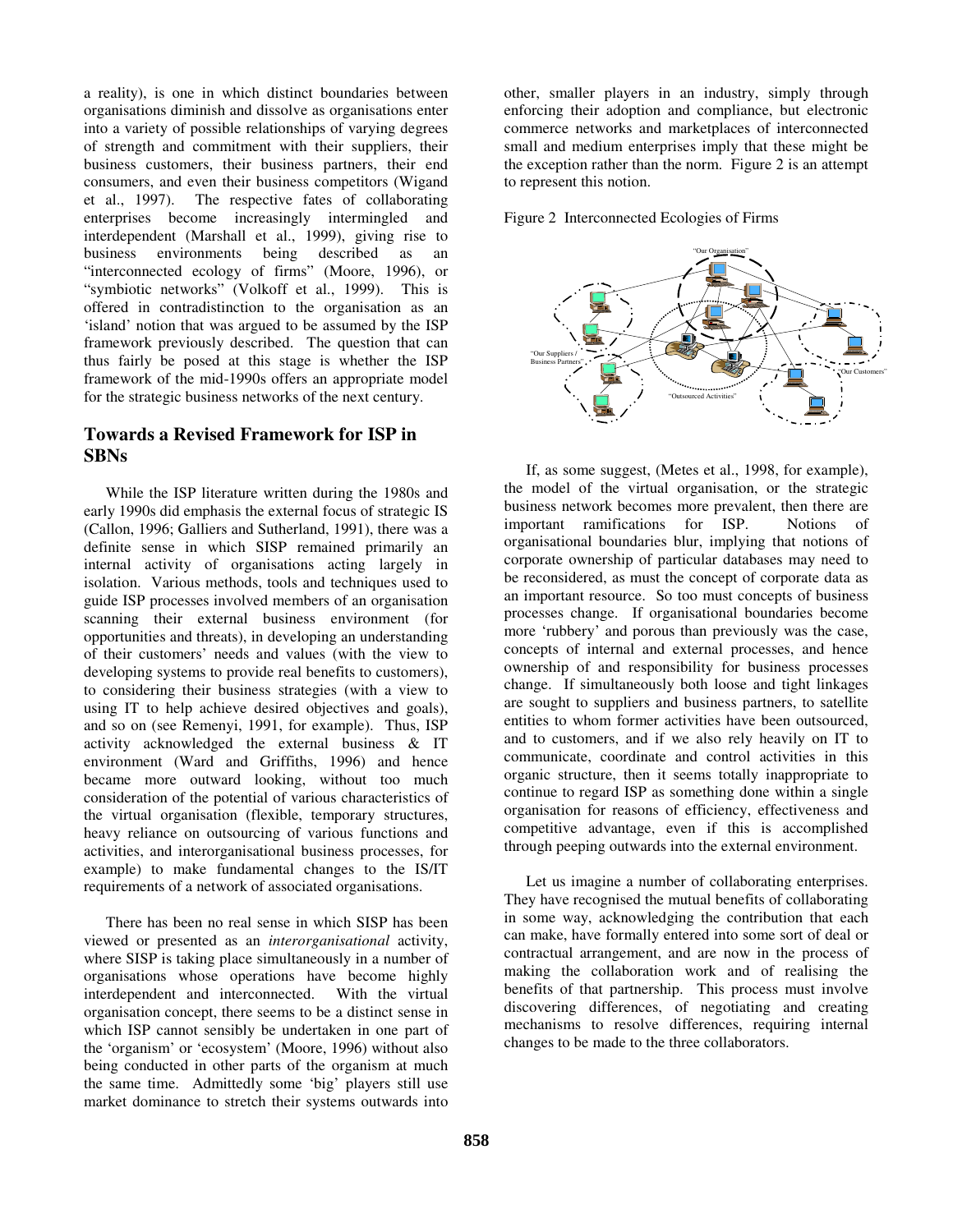a reality), is one in which distinct boundaries between organisations diminish and dissolve as organisations enter into a variety of possible relationships of varying degrees of strength and commitment with their suppliers, their business customers, their business partners, their end consumers, and even their business competitors (Wigand et al., 1997). The respective fates of collaborating enterprises become increasingly intermingled and interdependent (Marshall et al., 1999), giving rise to business environments being described as an "interconnected ecology of firms" (Moore, 1996), or "symbiotic networks" (Volkoff et al., 1999). This is offered in contradistinction to the organisation as an 'island' notion that was argued to be assumed by the ISP framework previously described. The question that can thus fairly be posed at this stage is whether the ISP framework of the mid-1990s offers an appropriate model for the strategic business networks of the next century.

## Towards a Revised Framework for ISP in SBNs

While the ISP literature written during the 1980s and early 1990s did emphasis the external focus of strategic IS (Callon, 1996; Galliers and Sutherland, 1991), there was a definite sense in which SISP remained primarily an internal activity of organisations acting largely in isolation. Various methods, tools and techniques used to guide ISP processes involved members of an organisation scanning their external business environment (for opportunities and threats), in developing an understanding of their customers' needs and values (with the view to developing systems to provide real benefits to customers), to considering their business strategies (with a view to using IT to help achieve desired objectives and goals), and so on (see Remenyi, 1991, for example). Thus, ISP activity acknowledged the external business & IT environment (Ward and Griffiths, 1996) and hence became more outward looking, without too much consideration of the potential of various characteristics of the virtual organisation (flexible, temporary structures, heavy reliance on outsourcing of various functions and activities, and interorganisational business processes, for example) to make fundamental changes to the IS/IT requirements of a network of associated organisations.

There has been no real sense in which SISP has been viewed or presented as an *interorganisational* activity, where SISP is taking place simultaneously in a number of organisations whose operations have become highly interdependent and interconnected. With the virtual organisation concept, there seems to be a distinct sense in which ISP cannot sensibly be undertaken in one part of the 'organism' or 'ecosystem' (Moore, 1996) without also being conducted in other parts of the organism at much the same time. Admittedly some 'big' players still use market dominance to stretch their systems outwards into other, smaller players in an industry, simply through enforcing their adoption and compliance, but electronic commerce networks and marketplaces of interconnected small and medium enterprises imply that these might be the exception rather than the norm. Figure 2 is an attempt to represent this notion.

Figure 2 Interconnected Ecologies of Firms

If, as some suggest, (Metes et al., 1998, for example), the model of the virtual organisation, or the strategic business network becomes more prevalent, then there are important ramifications for ISP. Notions of organisational boundaries blur, implying that notions of corporate ownership of particular databases may need to be reconsidered, as must the concept of corporate data as an important resource. So too must concepts of business processes change. If organisational boundaries become more 'rubbery' and porous than previously was the case, concepts of internal and external processes, and hence ownership of and responsibility for business processes change. If simultaneously both loose and tight linkages are sought to suppliers and business partners, to satellite entities to whom former activities have been outsourced, and to customers, and if we also rely heavily on IT to communicate, coordinate and control activities in this organic structure, then it seems totally inappropriate to continue to regard ISP as something done within a single organisation for reasons of efficiency, effectiveness and competitive advantage, even if this is accomplished through peeping outwards into the external environment.

Let us imagine a number of collaborating enterprises. They have recognised the mutual benefits of collaborating in some way, acknowledging the contribution that each can make, have formally entered into some sort of deal or contractual arrangement, and are now in the process of making the collaboration work and of realising the benefits of that partnership. This process must involve discovering differences, of negotiating and creating mechanisms to resolve differences, requiring internal changes to be made to the three collaborators.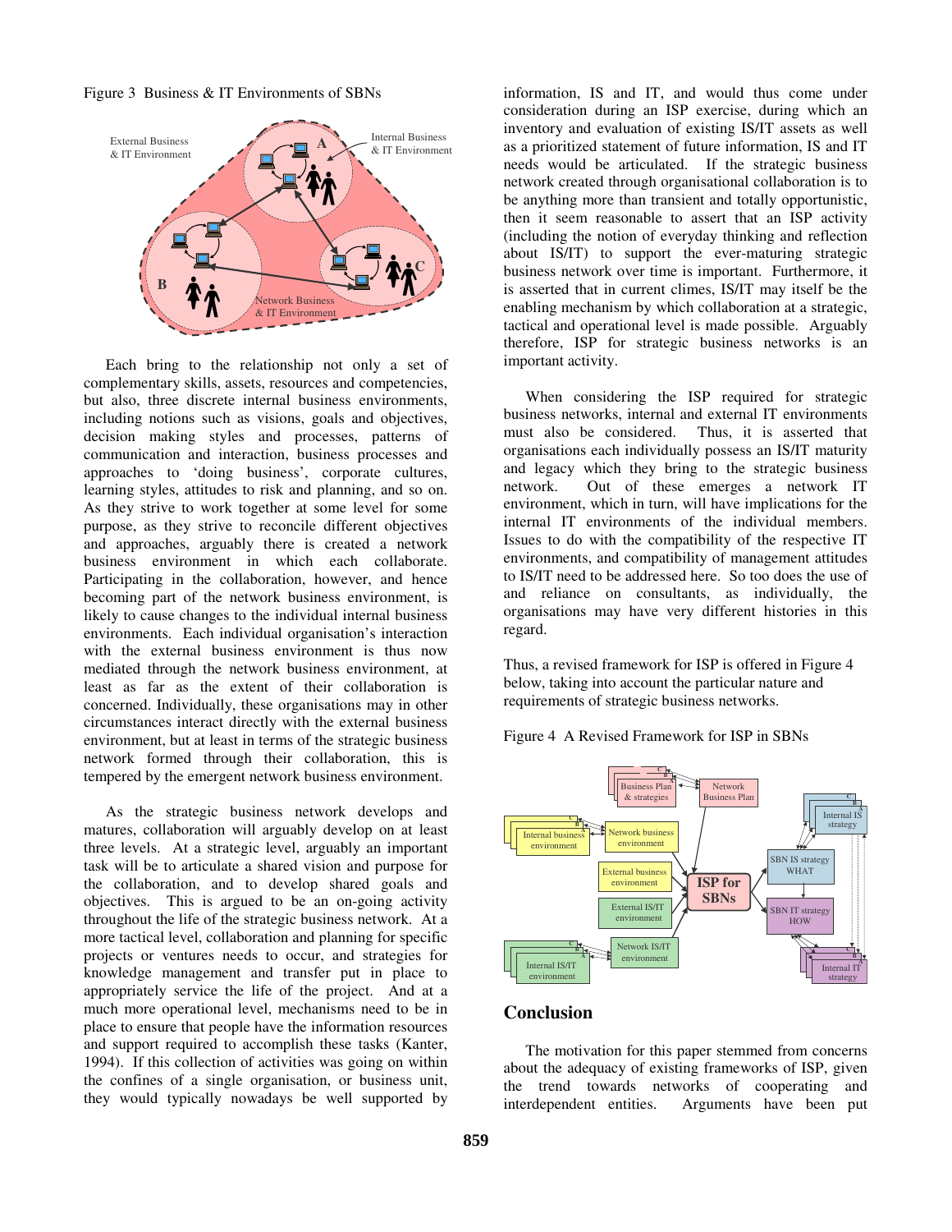Figure 3 Business & IT Environments of SBNs

Each bring to the relationship not only a set of complementary skills, assets, resources and competencies, but also, three discrete internal business environments, including notions such as visions, goals and objectives, decision making styles and processes, patterns of communication and interaction, business processes and approaches to 'doing business', corporate cultures, learning styles, attitudes to risk and planning, and so on. As they strive to work together at some level for some purpose, as they strive to reconcile different objectives and approaches, arguably there is created a network business environment in which each collaborate. Participating in the collaboration, however, and hence becoming part of the network business environment, is likely to cause changes to the individual internal business environments. Each individual organisation's interaction with the external business environment is thus now mediated through the network business environment, at least as far as the extent of their collaboration is concerned. Individually, these organisations may in other circumstances interact directly with the external business environment, but at least in terms of the strategic business network formed through their collaboration, this is tempered by the emergent network business environment.

As the strategic business network develops and matures, collaboration will arguably develop on at least three levels. At a strategic level, arguably an important task will be to articulate a shared vision and purpose for the collaboration, and to develop shared goals and objectives. This is argued to be an on-going activity throughout the life of the strategic business network. At a more tactical level, collaboration and planning for specific projects or ventures needs to occur, and strategies for knowledge management and transfer put in place to appropriately service the life of the project. And at a much more operational level, mechanisms need to be in place to ensure that people have the information resources and support required to accomplish these tasks (Kanter, 1994). If this collection of activities was going on within the confines of a single organisation, or business unit, they would typically nowadays be well supported by information, IS and IT, and would thus come under consideration during an ISP exercise, during which an inventory and evaluation of existing IS/IT assets as well as a prioritized statement of future information, IS and IT needs would be articulated. If the strategic business network created through organisational collaboration is to be anything more than transient and totally opportunistic, then it seem reasonable to assert that an ISP activity (including the notion of everyday thinking and reflection about IS/IT) to support the ever-maturing strategic business network over time is important. Furthermore, it is asserted that in current climes, IS/IT may itself be the enabling mechanism by which collaboration at a strategic, tactical and operational level is made possible. Arguably therefore, ISP for strategic business networks is an important activity.

When considering the ISP required for strategic business networks, internal and external IT environments must also be considered. Thus, it is asserted that organisations each individually possess an IS/IT maturity and legacy which they bring to the strategic business network. Out of these emerges a network IT environment, which in turn, will have implications for the internal IT environments of the individual members. Issues to do with the compatibility of the respective IT environments, and compatibility of management attitudes to IS/IT need to be addressed here. So too does the use of and reliance on consultants, as individually, the organisations may have very different histories in this regard.

Thus, a revised framework for ISP is offered in Figure 4 below, taking into account the particular nature and requirements of strategic business networks.

Figure 4 A Revised Framework for ISP in SBNs

## Conclusion

The motivation for this paper stemmed from concerns about the adequacy of existing frameworks of ISP, given the trend towards networks of cooperating and interdependent entities. Arguments have been put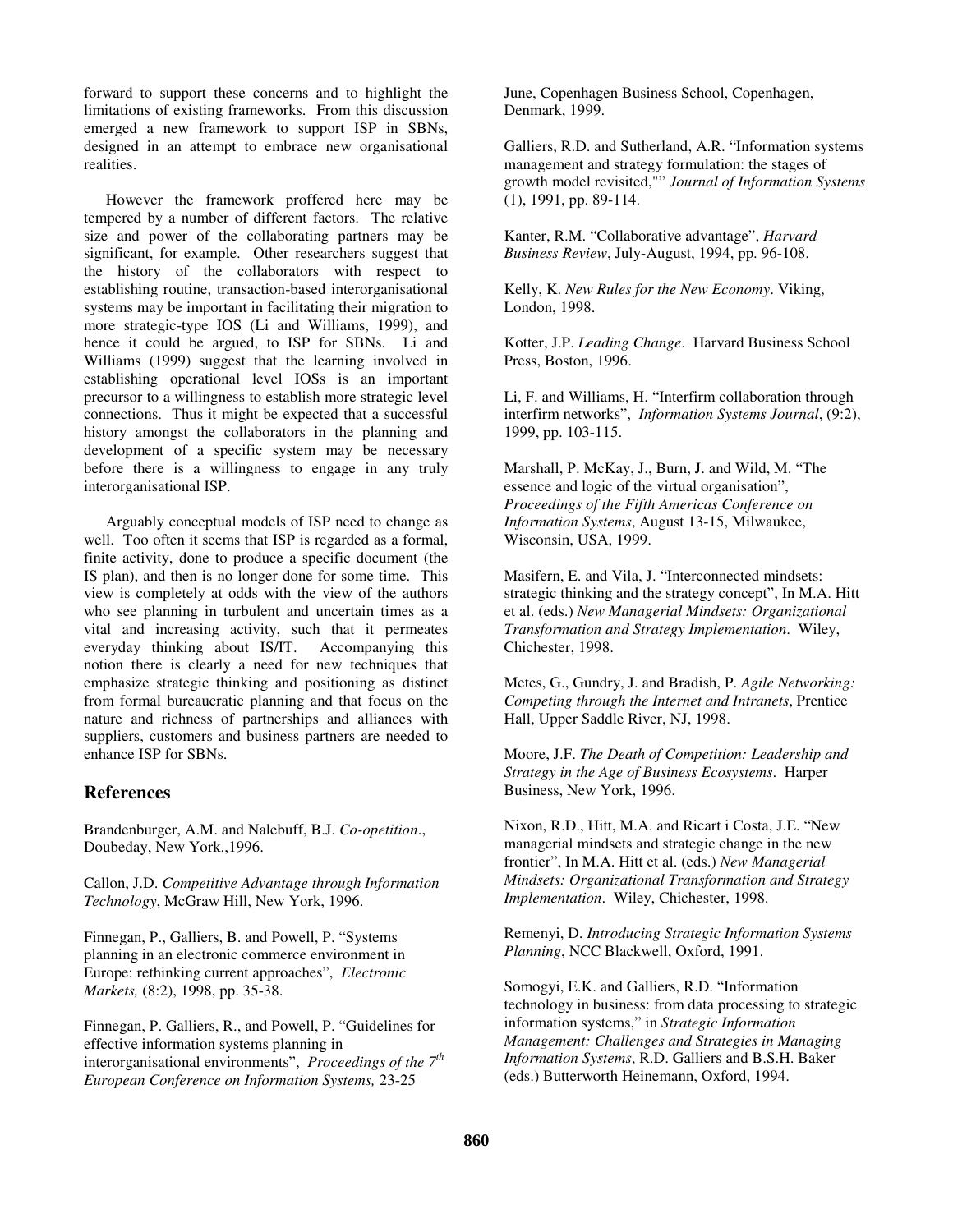forward to support these concerns and to highlight the limitations of existing frameworks. From this discussion emerged a new framework to support ISP in SBNs, designed in an attempt to embrace new organisational realities.

However the framework proffered here may be tempered by a number of different factors. The relative size and power of the collaborating partners may be significant, for example. Other researchers suggest that the history of the collaborators with respect to establishing routine, transaction-based interorganisational systems may be important in facilitating their migration to more strategic-type IOS (Li and Williams, 1999), and hence it could be argued, to ISP for SBNs. Li and Williams (1999) suggest that the learning involved in establishing operational level IOSs is an important precursor to a willingness to establish more strategic level connections. Thus it might be expected that a successful history amongst the collaborators in the planning and development of a specific system may be necessary before there is a willingness to engage in any truly interorganisational ISP.

Arguably conceptual models of ISP need to change as well. Too often it seems that ISP is regarded as a formal, finite activity, done to produce a specific document (the IS plan), and then is no longer done for some time. This view is completely at odds with the view of the authors who see planning in turbulent and uncertain times as a vital and increasing activity, such that it permeates everyday thinking about IS/IT. Accompanying this notion there is clearly a need for new techniques that emphasize strategic thinking and positioning as distinct from formal bureaucratic planning and that focus on the nature and richness of partnerships and alliances with suppliers, customers and business partners are needed to enhance ISP for SBNs.

## References

Brandenburger, A.M. and Nalebuff, B.J. *Co-opetition*., Doubeday, New York.,1996.

Callon, J.D. *Competitive Advantage through Information Technology*, McGraw Hill, New York, 1996.

Finnegan, P., Galliers, B. and Powell, P. "Systems planning in an electronic commerce environment in Europe: rethinking current approaches", *Electronic Markets,* (8:2), 1998, pp. 35-38.

Finnegan, P. Galliers, R., and Powell, P. "Guidelines for effective information systems planning in interorganisational environments", *Proceedings of the 7th European Conference on Information Systems,* 23-25 June, Copenhagen Business School, Copenhagen, Denmark, 1999.

Galliers, R.D. and Sutherland, A.R. "Information systems management and strategy formulation: the stages of growth model revisited,"" *Journal of Information Systems* (1), 1991, pp. 89-114.

Kanter, R.M. "Collaborative advantage", *Harvard Business Review*, July-August, 1994, pp. 96-108.

Kelly, K. *New Rules for the New Economy*. Viking, London, 1998.

Kotter, J.P. *Leading Change*. Harvard Business School Press, Boston, 1996.

Li, F. and Williams, H. "Interfirm collaboration through interfirm networks", *Information Systems Journal*, (9:2), 1999, pp. 103-115.

Marshall, P. McKay, J., Burn, J. and Wild, M. "The essence and logic of the virtual organisation", *Proceedings of the Fifth Americas Conference on Information Systems*, August 13-15, Milwaukee, Wisconsin, USA, 1999.

Masifern, E. and Vila, J. "Interconnected mindsets: strategic thinking and the strategy concept", In M.A. Hitt et al. (eds.) *New Managerial Mindsets: Organizational Transformation and Strategy Implementation*. Wiley, Chichester, 1998.

Metes, G., Gundry, J. and Bradish, P. *Agile Networking: Competing through the Internet and Intranets*, Prentice Hall, Upper Saddle River, NJ, 1998.

Moore, J.F. *The Death of Competition: Leadership and Strategy in the Age of Business Ecosystems*. Harper Business, New York, 1996.

Nixon, R.D., Hitt, M.A. and Ricart i Costa, J.E. "New managerial mindsets and strategic change in the new frontier", In M.A. Hitt et al. (eds.) *New Managerial Mindsets: Organizational Transformation and Strategy Implementation*. Wiley, Chichester, 1998.

Remenyi, D. *Introducing Strategic Information Systems Planning*, NCC Blackwell, Oxford, 1991.

Somogyi, E.K. and Galliers, R.D. "Information technology in business: from data processing to strategic information systems," in *Strategic Information Management: Challenges and Strategies in Managing Information Systems*, R.D. Galliers and B.S.H. Baker (eds.) Butterworth Heinemann, Oxford, 1994.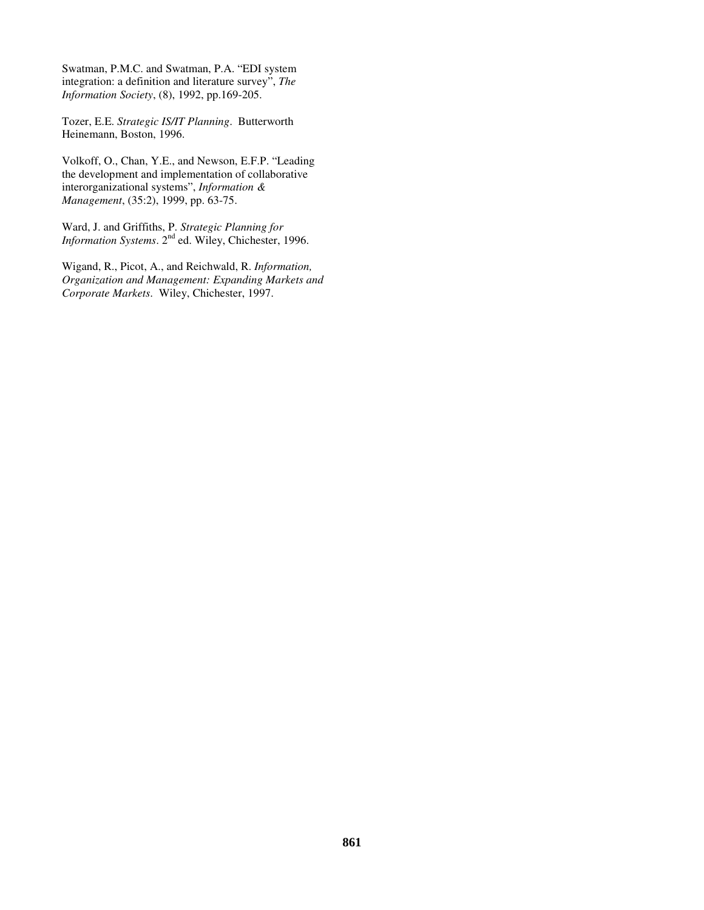Swatman, P.M.C. and Swatman, P.A. "EDI system integration: a definition and literature survey", *The Information Society*, (8), 1992, pp.169-205.

Tozer, E.E. *Strategic IS/IT Planning*. Butterworth Heinemann, Boston, 1996.

Volkoff, O., Chan, Y.E., and Newson, E.F.P. "Leading the development and implementation of collaborative interorganizational systems", *Information & Management*, (35:2), 1999, pp. 63-75.

Ward, J. and Griffiths, P. *Strategic Planning for Information Systems*. 2nd ed. Wiley, Chichester, 1996.

Wigand, R., Picot, A., and Reichwald, R. *Information, Organization and Management: Expanding Markets and Corporate Markets*. Wiley, Chichester, 1997.